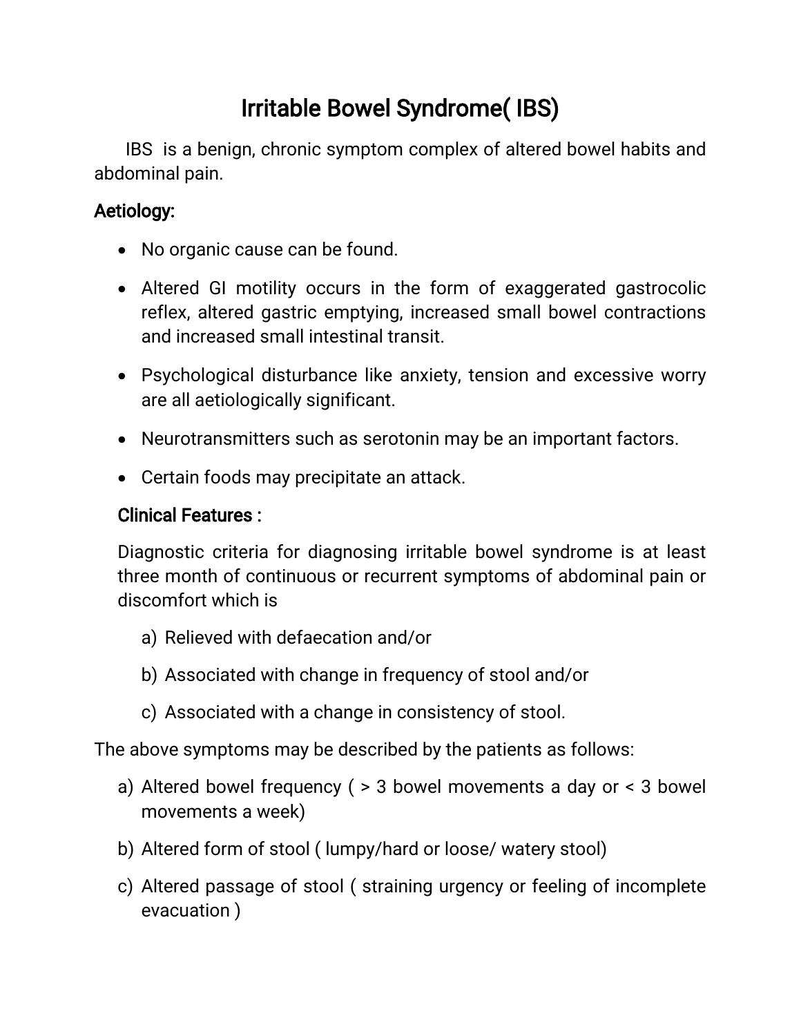# Irritable Bowel Syndrome( IBS)

IBS is a benign, chronic symptom complex of altered bowel habits and abdominal pain.

## Aetiology:

- No organic cause can be found.
- Altered GI motility occurs in the form of exaggerated gastrocolic reflex, altered gastric emptying, increased small bowel contractions and increased small intestinal transit.
- Psychological disturbance like anxiety, tension and excessive worry are all aetiologically significant.
- Neurotransmitters such as serotonin may be an important factors.
- Certain foods may precipitate an attack.

## Clinical Features :

Diagnostic criteria for diagnosing irritable bowel syndrome is at least three month of continuous or recurrent symptoms of abdominal pain or discomfort which is

a) Relieved with defaecation and/or
b) Associated with change in frequency of stool and/or
c) Associated with a change in consistency of stool.

The above symptoms may be described by the patients as follows:

a) Altered bowel frequency ( > 3 bowel movements a day or < 3 bowel movements a week)
b) Altered form of stool ( lumpy/hard or loose/ watery stool)
c) Altered passage of stool ( straining urgency or feeling of incomplete evacuation )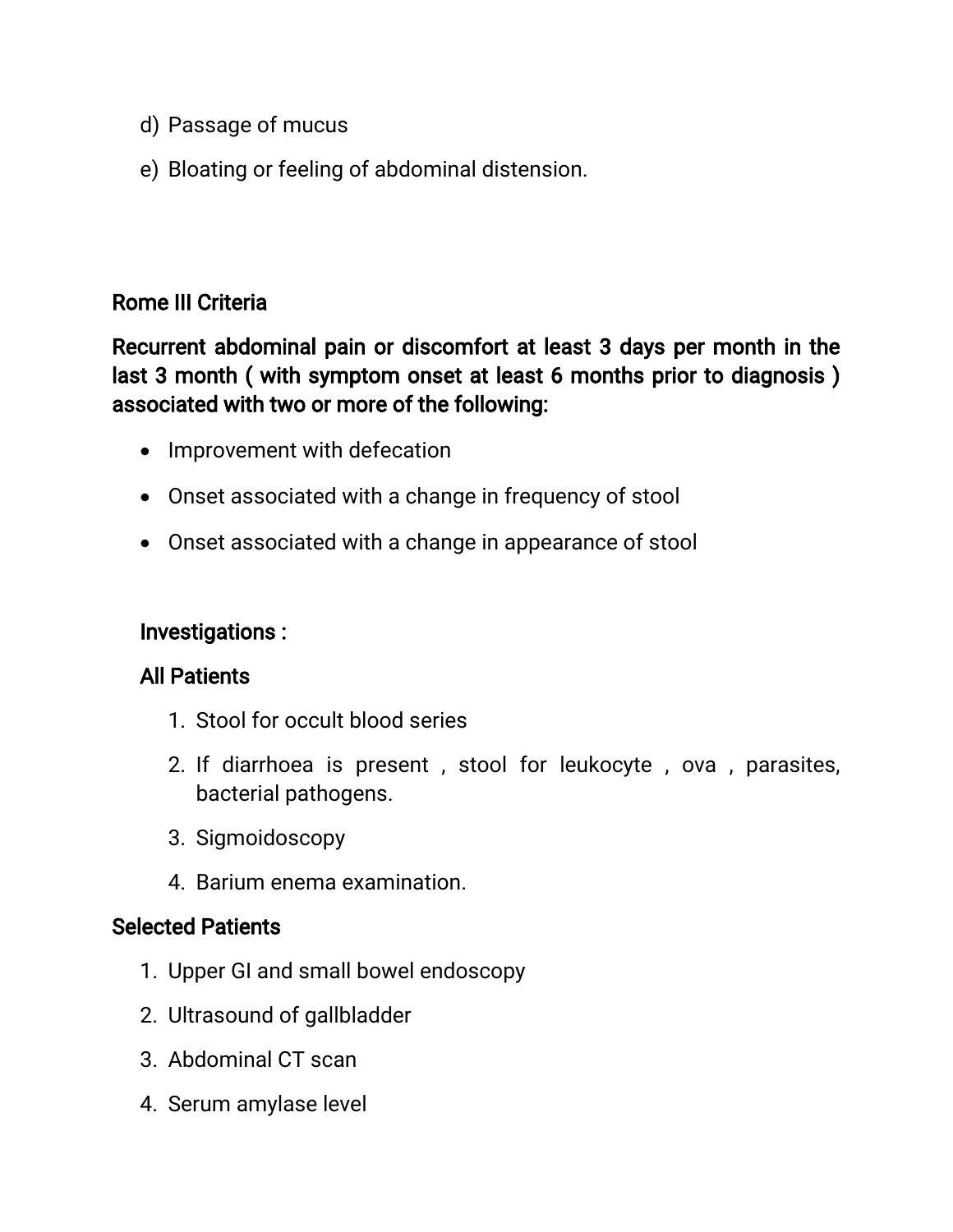d) Passage of mucus

e) Bloating or feeling of abdominal distension.

## Rome III Criteria

**Recurrent abdominal pain or discomfort at least 3 days per month in the last 3 month ( with symptom onset at least 6 months prior to diagnosis ) associated with two or more of the following:**

- Improvement with defecation
- Onset associated with a change in frequency of stool
- Onset associated with a change in appearance of stool

### Investigations :

**All Patients**

1. Stool for occult blood series
2. If diarrhoea is present , stool for leukocyte , ova , parasites, bacterial pathogens.
3. Sigmoidoscopy
4. Barium enema examination.

**Selected Patients**

1. Upper GI and small bowel endoscopy
2. Ultrasound of gallbladder
3. Abdominal CT scan
4. Serum amylase level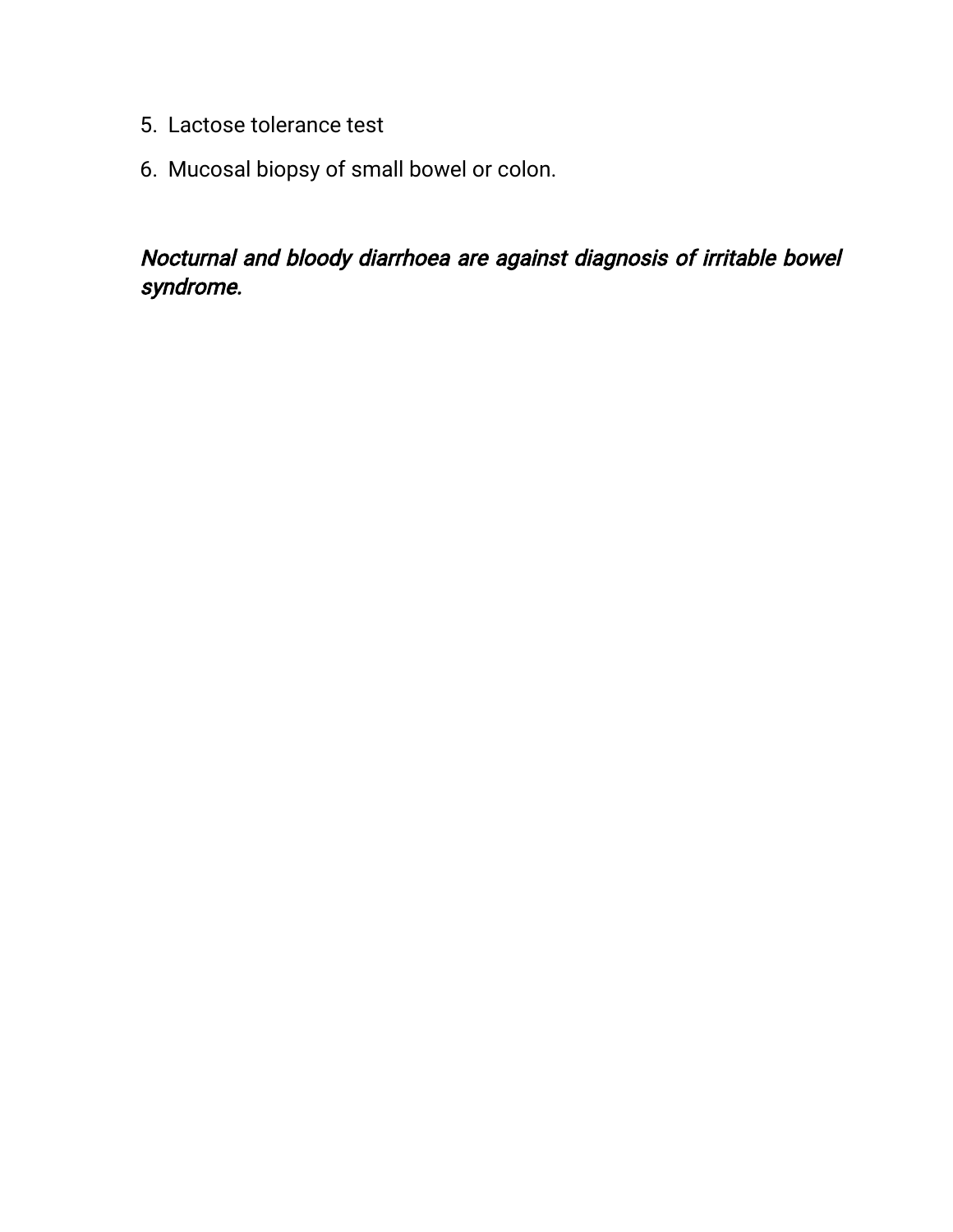5. Lactose tolerance test
6. Mucosal biopsy of small bowel or colon.

*Nocturnal and bloody diarrhoea are against diagnosis of irritable bowel syndrome.*